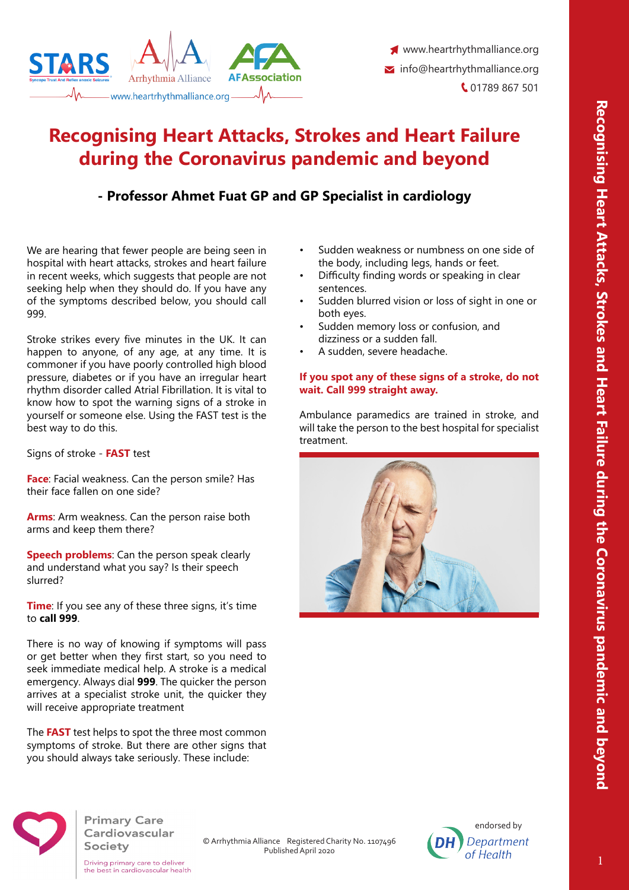# Recognising Heart Attacks, Strokes and Heart Failure during the Coronavirus pandemic and beyond

## - Professor Ahmet Fuat GP and GP Specialist in cardiology

We are hearing that fewer people are being seen in hospital with heart attacks, strokes and heart failure in recent weeks, which suggests that people are not seeking help when they should do. If you have any of the symptoms described below, you should call 999.

Stroke strikes every five minutes in the UK. It can happen to anyone, of any age, at any time. It is commoner if you have poorly controlled high blood pressure, diabetes or if you have an irregular heart rhythm disorder called Atrial Fibrillation. It is vital to know how to spot the warning signs of a stroke in yourself or someone else. Using the FAST test is the best way to do this.

Signs of stroke - **FAST** test

**Face**: Facial weakness. Can the person smile? Has their face fallen on one side?

**Arms**: Arm weakness. Can the person raise both arms and keep them there?

**Speech problems**: Can the person speak clearly and understand what you say? Is their speech slurred?

**Time**: If you see any of these three signs, it's time to **call 999**.

There is no way of knowing if symptoms will pass or get better when they first start, so you need to seek immediate medical help. A stroke is a medical emergency. Always dial **999**. The quicker the person arrives at a specialist stroke unit, the quicker they will receive appropriate treatment

The **FAST** test helps to spot the three most common symptoms of stroke. But there are other signs that you should always take seriously. These include:

- Sudden weakness or numbness on one side of the body, including legs, hands or feet.
- Difficulty finding words or speaking in clear sentences.
- Sudden blurred vision or loss of sight in one or both eyes.
- Sudden memory loss or confusion, and dizziness or a sudden fall.
- A sudden, severe headache.

**If you spot any of these signs of a stroke, do not wait. Call 999 straight away.**

Ambulance paramedics are trained in stroke, and will take the person to the best hospital for specialist treatment.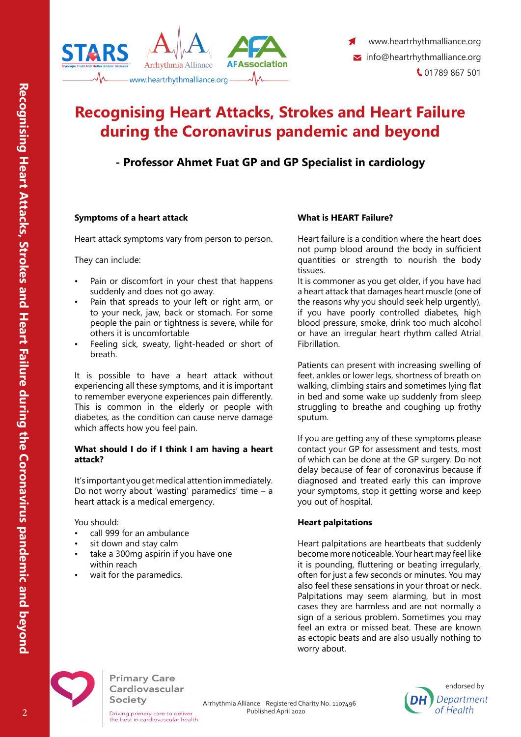# Recognising Heart Attacks, Strokes and Heart Failure during the Coronavirus pandemic and beyond

## - Professor Ahmet Fuat GP and GP Specialist in cardiology

### Symptoms of a heart attack

Heart attack symptoms vary from person to person.

They can include:

- Pain or discomfort in your chest that happens suddenly and does not go away.
- Pain that spreads to your left or right arm, or to your neck, jaw, back or stomach. For some people the pain or tightness is severe, while for others it is uncomfortable
- Feeling sick, sweaty, light-headed or short of breath.

It is possible to have a heart attack without experiencing all these symptoms, and it is important to remember everyone experiences pain differently. This is common in the elderly or people with diabetes, as the condition can cause nerve damage which affects how you feel pain.

### What should I do if I think I am having a heart attack?

It's important you get medical attention immediately. Do not worry about 'wasting' paramedics' time – a heart attack is a medical emergency.

You should:

- call 999 for an ambulance
- sit down and stay calm
- take a 300mg aspirin if you have one within reach
- wait for the paramedics.

### What is HEART Failure?

Heart failure is a condition where the heart does not pump blood around the body in sufficient quantities or strength to nourish the body tissues.
It is commoner as you get older, if you have had a heart attack that damages heart muscle (one of the reasons why you should seek help urgently), if you have poorly controlled diabetes, high blood pressure, smoke, drink too much alcohol or have an irregular heart rhythm called Atrial Fibrillation.

Patients can present with increasing swelling of feet, ankles or lower legs, shortness of breath on walking, climbing stairs and sometimes lying flat in bed and some wake up suddenly from sleep struggling to breathe and coughing up frothy sputum.

If you are getting any of these symptoms please contact your GP for assessment and tests, most of which can be done at the GP surgery. Do not delay because of fear of coronavirus because if diagnosed and treated early this can improve your symptoms, stop it getting worse and keep you out of hospital.

### Heart palpitations

Heart palpitations are heartbeats that suddenly become more noticeable. Your heart may feel like it is pounding, fluttering or beating irregularly, often for just a few seconds or minutes. You may also feel these sensations in your throat or neck. Palpitations may seem alarming, but in most cases they are harmless and are not normally a sign of a serious problem. Sometimes you may feel an extra or missed beat. These are known as ectopic beats and are also usually nothing to worry about.

Arrhythmia Alliance Registered Charity No. 1107496
Published April 2020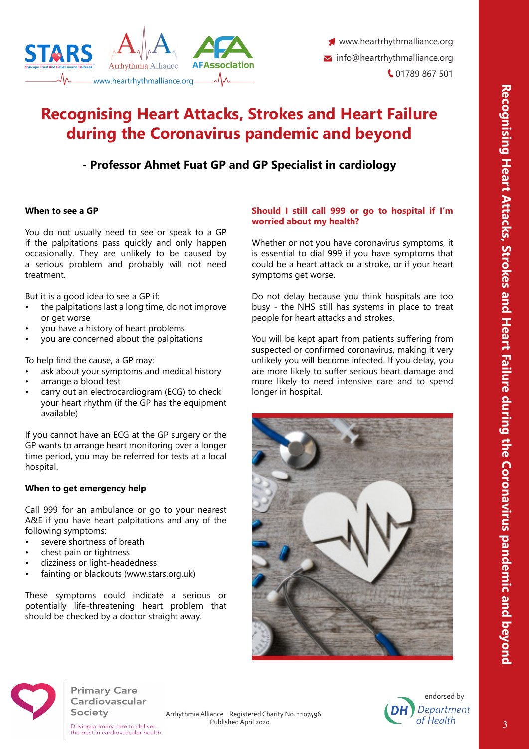www.heartrhythmalliance.org
info@heartrhythmalliance.org
01789 867 501

# Recognising Heart Attacks, Strokes and Heart Failure during the Coronavirus pandemic and beyond

### - Professor Ahmet Fuat GP and GP Specialist in cardiology

**When to see a GP**

You do not usually need to see or speak to a GP if the palpitations pass quickly and only happen occasionally. They are unlikely to be caused by a serious problem and probably will not need treatment.

But it is a good idea to see a GP if:

- the palpitations last a long time, do not improve or get worse
- you have a history of heart problems
- you are concerned about the palpitations

To help find the cause, a GP may:

- ask about your symptoms and medical history
- arrange a blood test
- carry out an electrocardiogram (ECG) to check your heart rhythm (if the GP has the equipment available)

If you cannot have an ECG at the GP surgery or the GP wants to arrange heart monitoring over a longer time period, you may be referred for tests at a local hospital.

**When to get emergency help**

Call 999 for an ambulance or go to your nearest A&E if you have heart palpitations and any of the following symptoms:

- severe shortness of breath
- chest pain or tightness
- dizziness or light-headedness
- fainting or blackouts (www.stars.org.uk)

These symptoms could indicate a serious or potentially life-threatening heart problem that should be checked by a doctor straight away.

**Should I still call 999 or go to hospital if I'm worried about my health?**

Whether or not you have coronavirus symptoms, it is essential to dial 999 if you have symptoms that could be a heart attack or a stroke, or if your heart symptoms get worse.

Do not delay because you think hospitals are too busy - the NHS still has systems in place to treat people for heart attacks and strokes.

You will be kept apart from patients suffering from suspected or confirmed coronavirus, making it very unlikely you will become infected. If you delay, you are more likely to suffer serious heart damage and more likely to need intensive care and to spend longer in hospital.

Primary Care Cardiovascular Society
Driving primary care to deliver the best in cardiovascular health

Arrhythmia Alliance Registered Charity No. 1107496
Published April 2020

endorsed by DH Department of Health